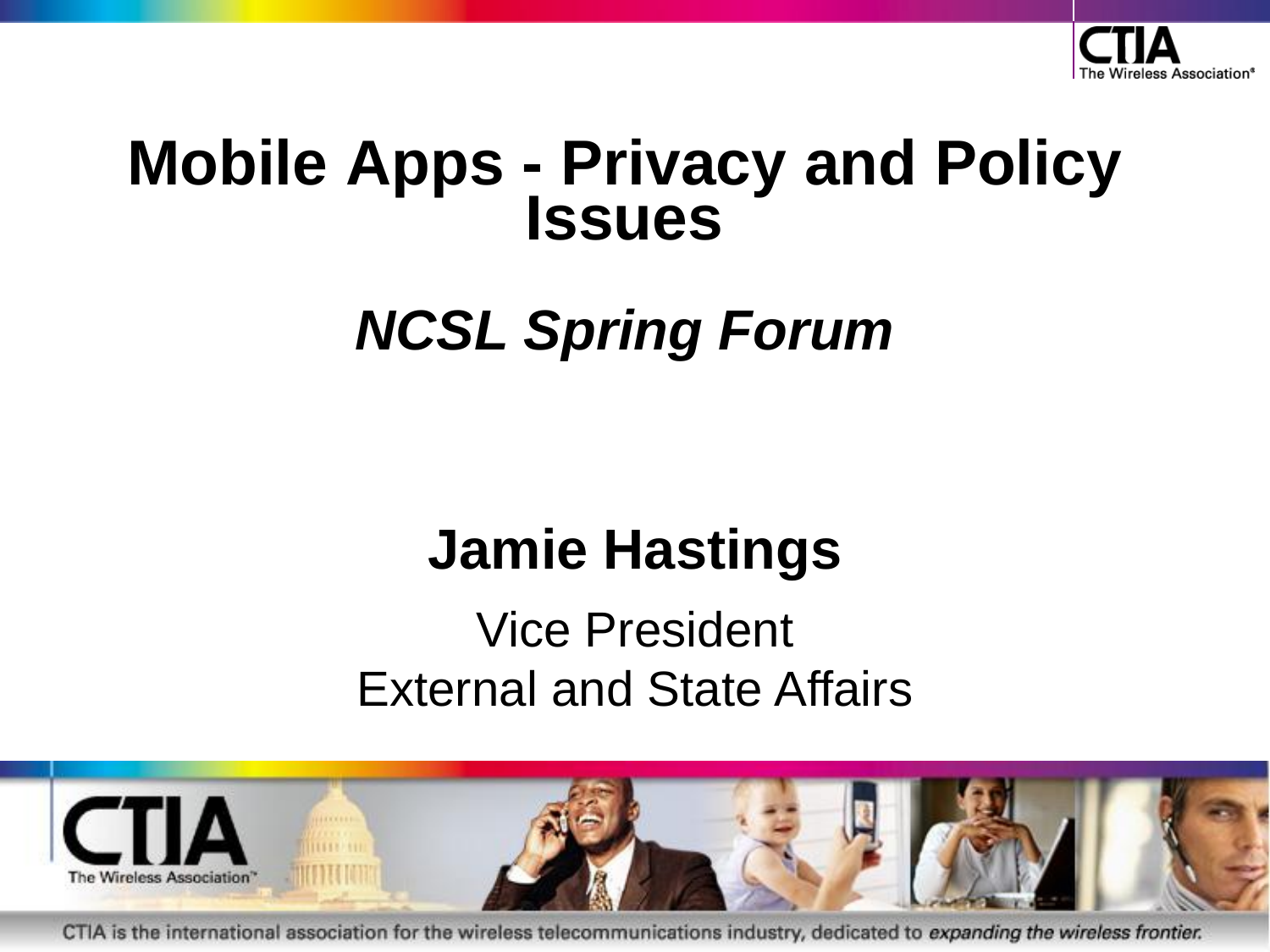# Mobile Apps - Privacy and Policy Issues

## *NCSL Spring Forum*

**Jamie Hastings**

Vice President
External and State Affairs

CTIA is the international association for the wireless telecommunications industry, dedicated to *expanding the wireless frontier.*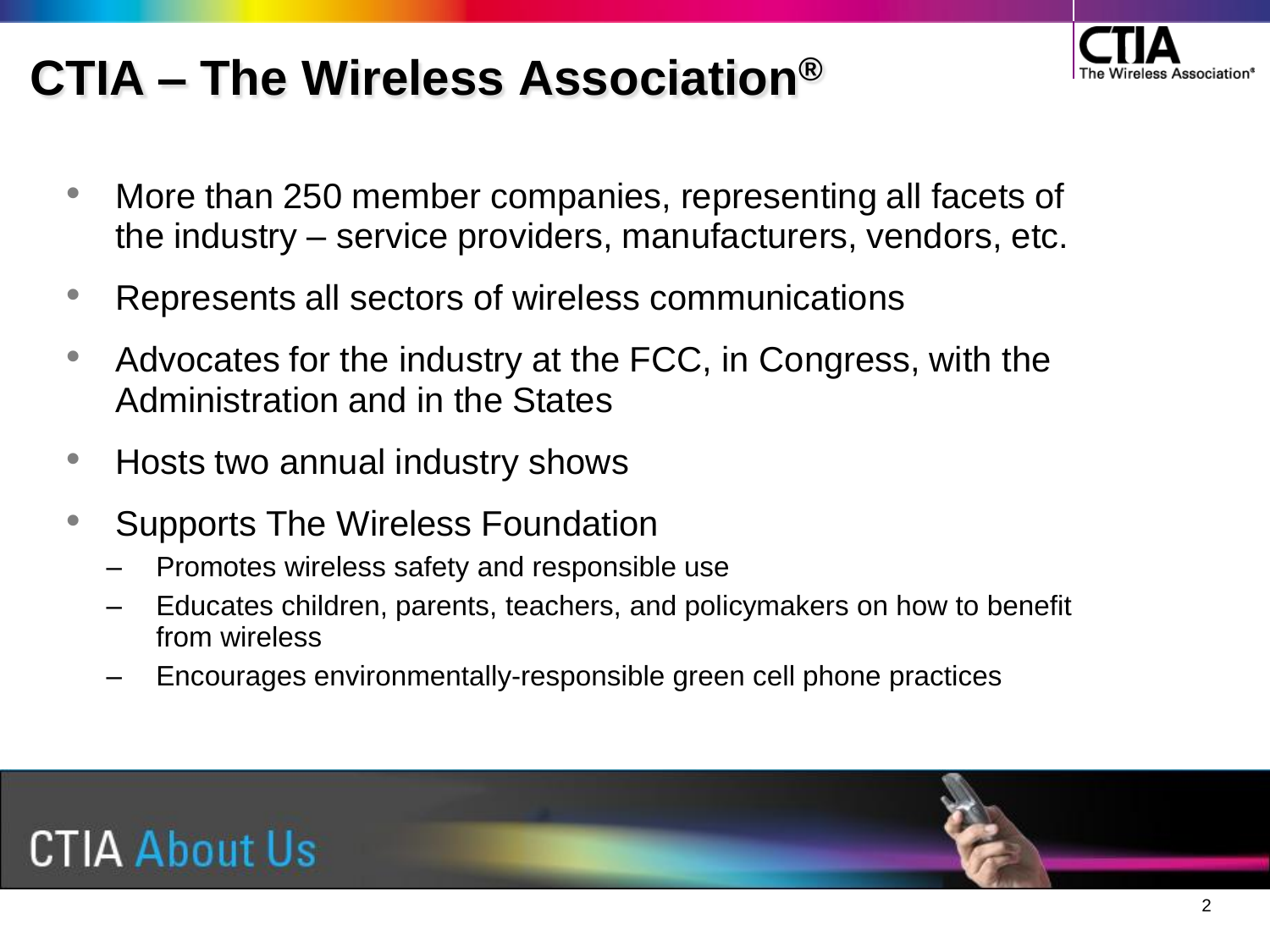# CTIA – The Wireless Association®

- More than 250 member companies, representing all facets of the industry – service providers, manufacturers, vendors, etc.
- Represents all sectors of wireless communications
- Advocates for the industry at the FCC, in Congress, with the Administration and in the States
- Hosts two annual industry shows
- Supports The Wireless Foundation
  - Promotes wireless safety and responsible use
  - Educates children, parents, teachers, and policymakers on how to benefit from wireless
  - Encourages environmentally-responsible green cell phone practices

CTIA About Us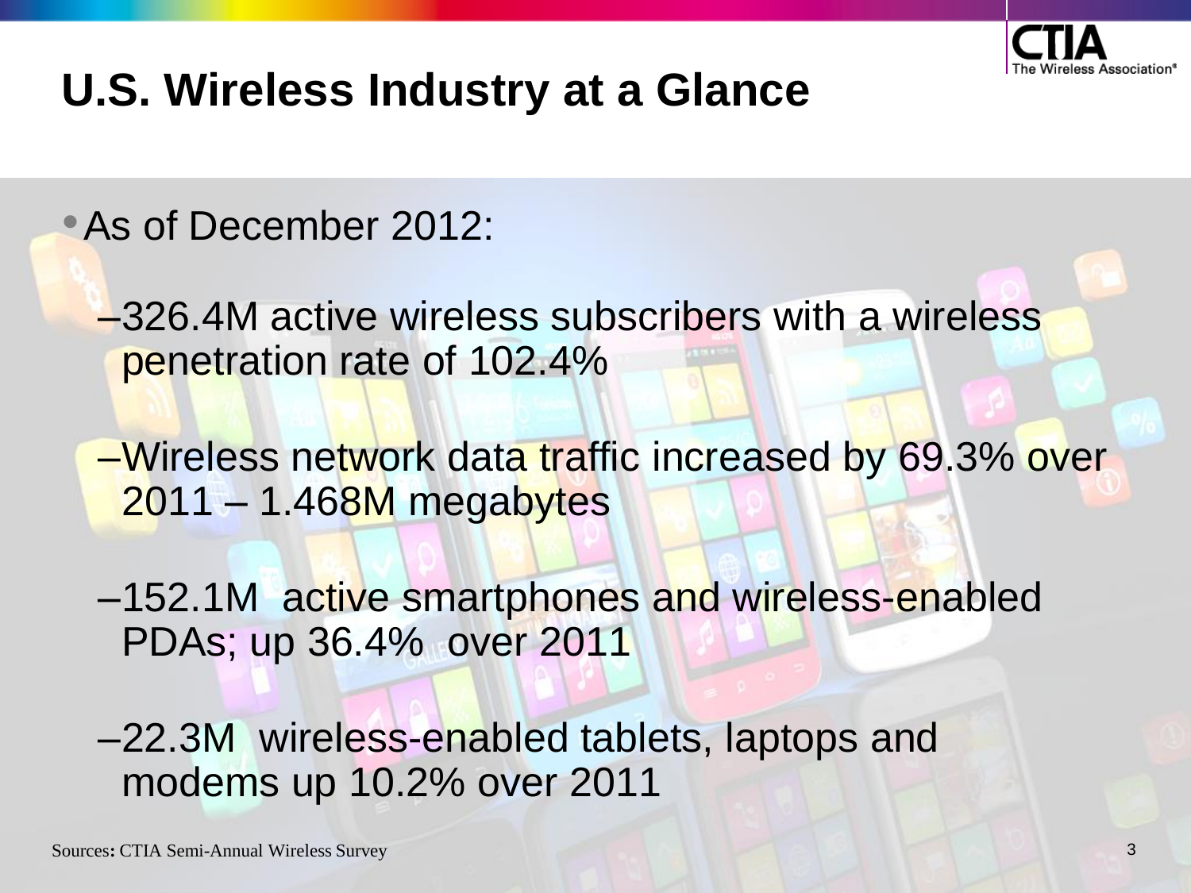# U.S. Wireless Industry at a Glance

- As of December 2012:
  - –326.4M active wireless subscribers with a wireless penetration rate of 102.4%
  - –Wireless network data traffic increased by 69.3% over 2011 – 1.468M megabytes
  - –152.1M active smartphones and wireless-enabled PDAs; up 36.4% over 2011
  - –22.3M wireless-enabled tablets, laptops and modems up 10.2% over 2011

Sources**:** CTIA Semi-Annual Wireless Survey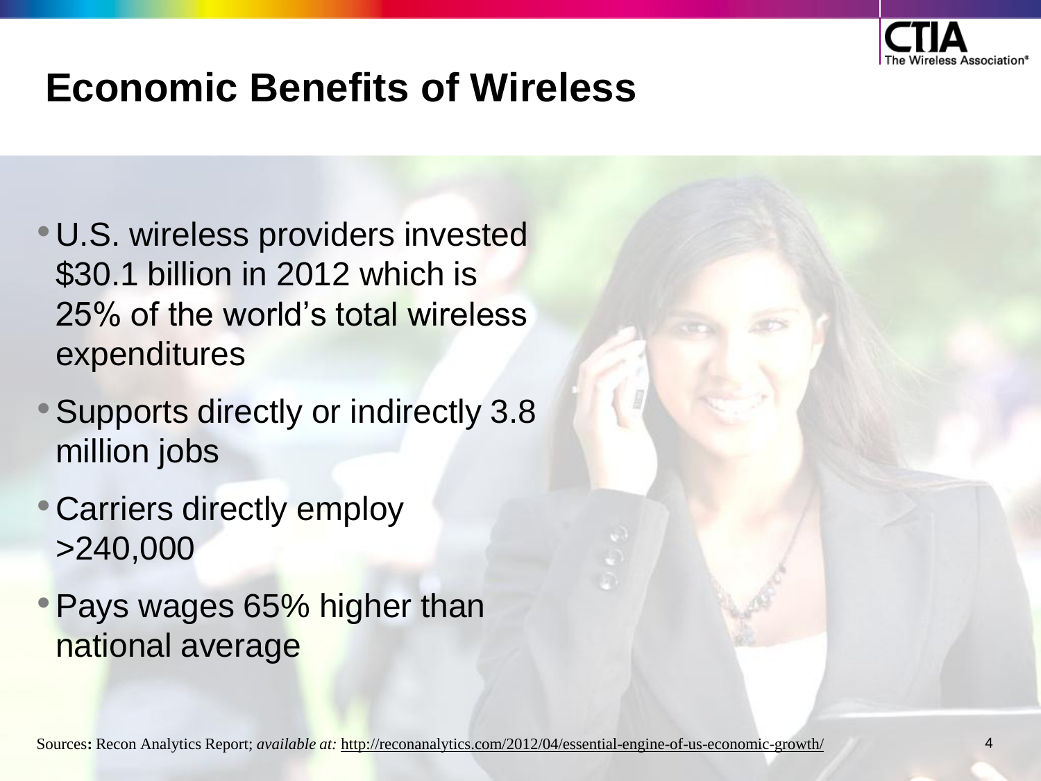# Economic Benefits of Wireless

- U.S. wireless providers invested $30.1 billion in 2012 which is 25% of the world's total wireless expenditures
- Supports directly or indirectly 3.8 million jobs
- Carriers directly employ >240,000
- Pays wages 65% higher than national average

Sources**:** Recon Analytics Report; *available at:* http://reconanalytics.com/2012/04/essential-engine-of-us-economic-growth/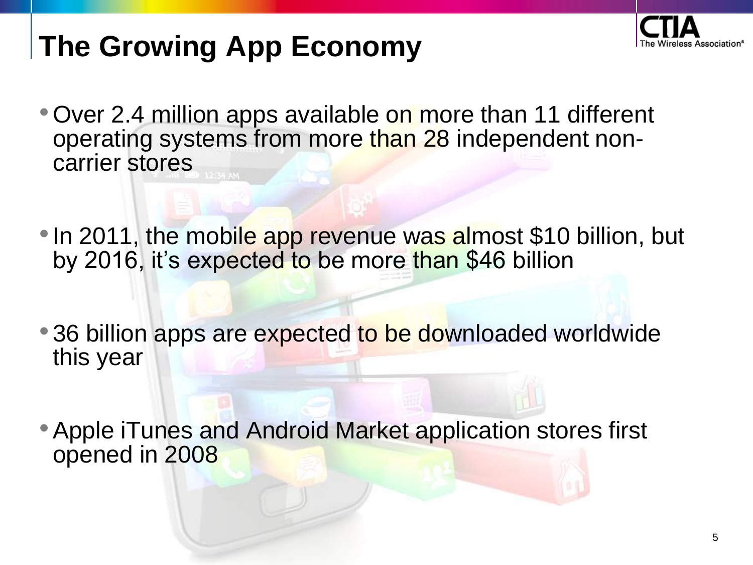# The Growing App Economy

- Over 2.4 million apps available on more than 11 different operating systems from more than 28 independent non-carrier stores
- In 2011, the mobile app revenue was almost $10 billion, but by 2016, it's expected to be more than $46 billion
- 36 billion apps are expected to be downloaded worldwide this year
- Apple iTunes and Android Market application stores first opened in 2008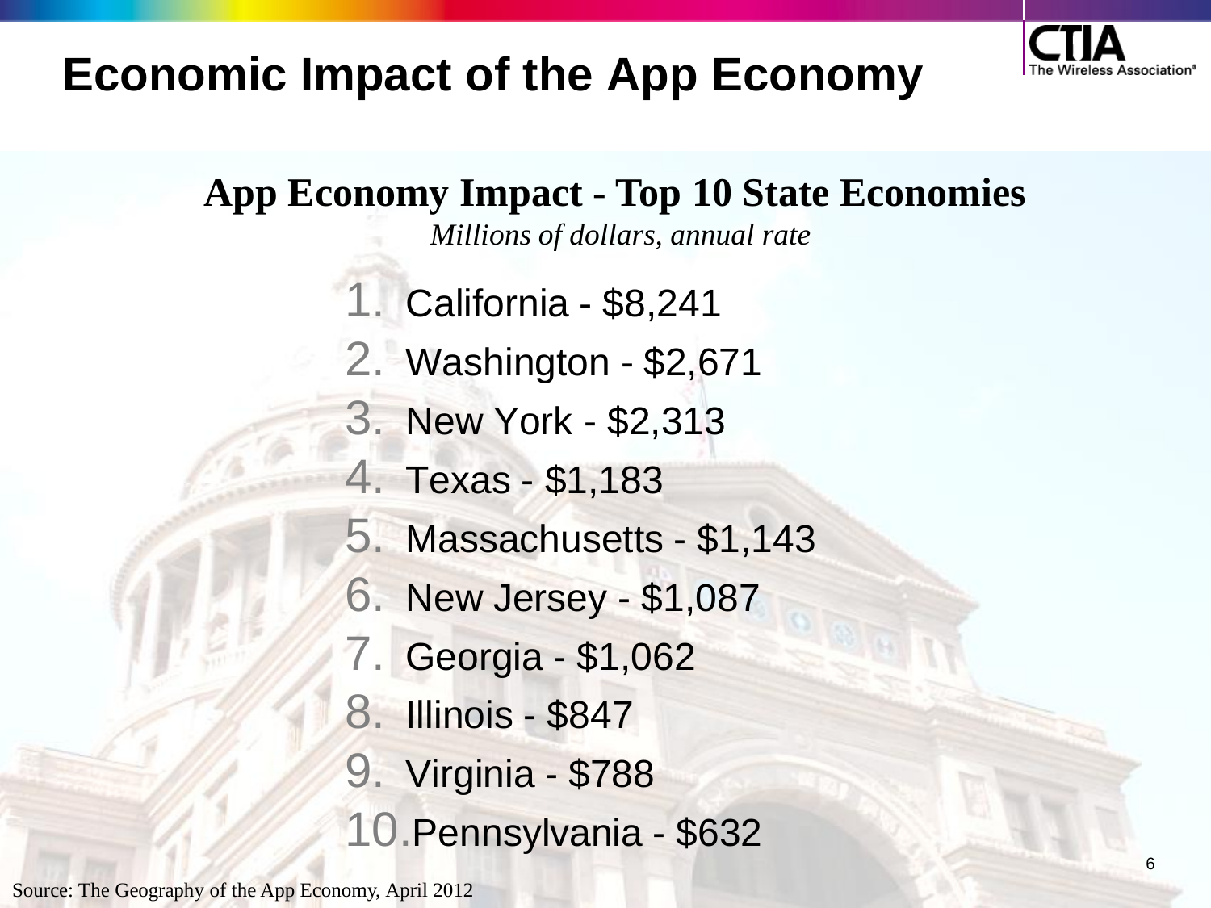# Economic Impact of the App Economy

## App Economy Impact - Top 10 State Economies

*Millions of dollars, annual rate*

1. California - $8,241
2. Washington - $2,671
3. New York - $2,313
4. Texas - $1,183
5. Massachusetts - $1,143
6. New Jersey - $1,087
7. Georgia - $1,062
8. Illinois - $847
9. Virginia - $788
10. Pennsylvania - $632

Source: The Geography of the App Economy, April 2012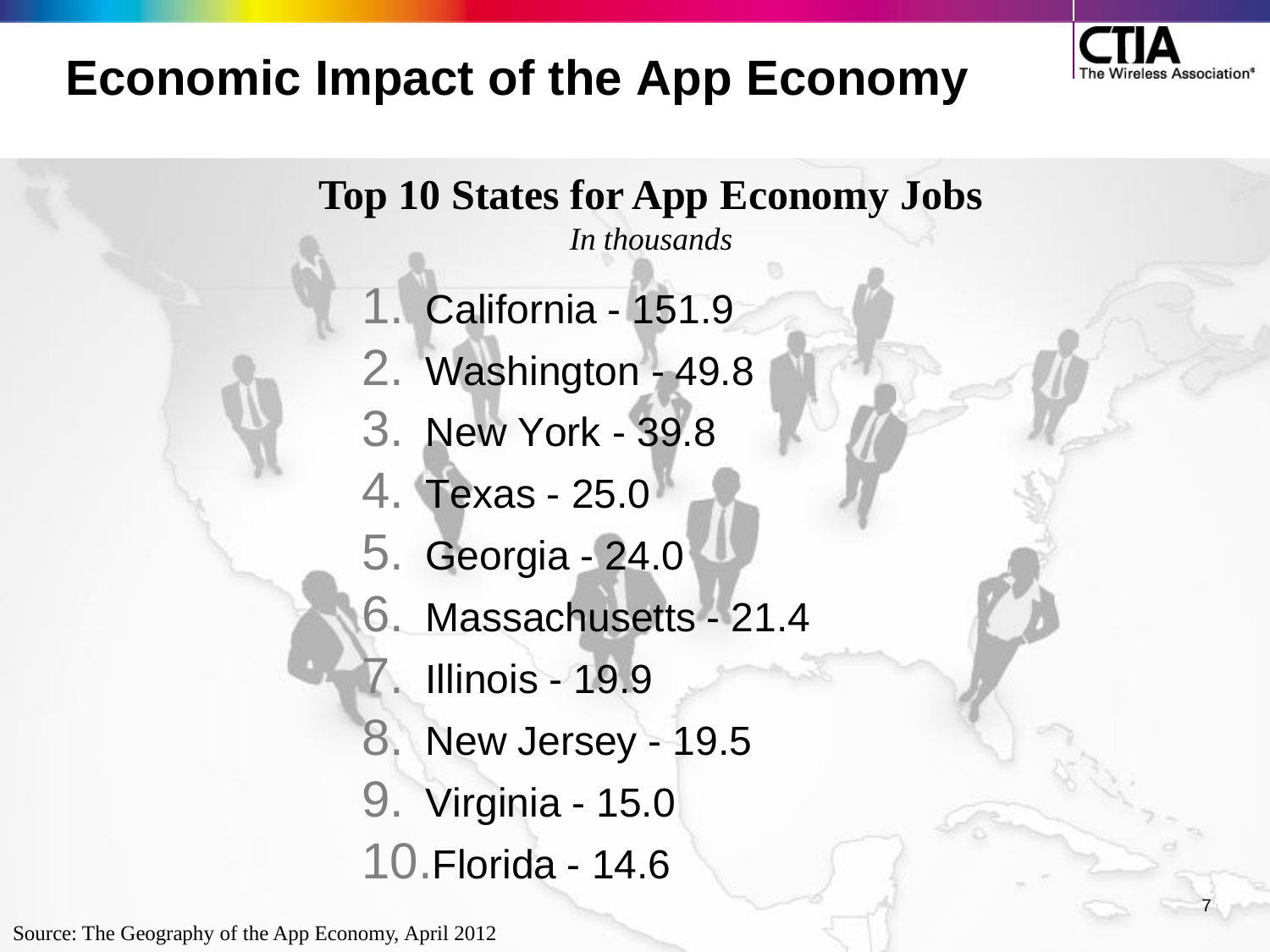# Economic Impact of the App Economy

## Top 10 States for App Economy Jobs

*In thousands*

1. California - 151.9
2. Washington - 49.8
3. New York - 39.8
4. Texas - 25.0
5. Georgia - 24.0
6. Massachusetts - 21.4
7. Illinois - 19.9
8. New Jersey - 19.5
9. Virginia - 15.0
10. Florida - 14.6

Source: The Geography of the App Economy, April 2012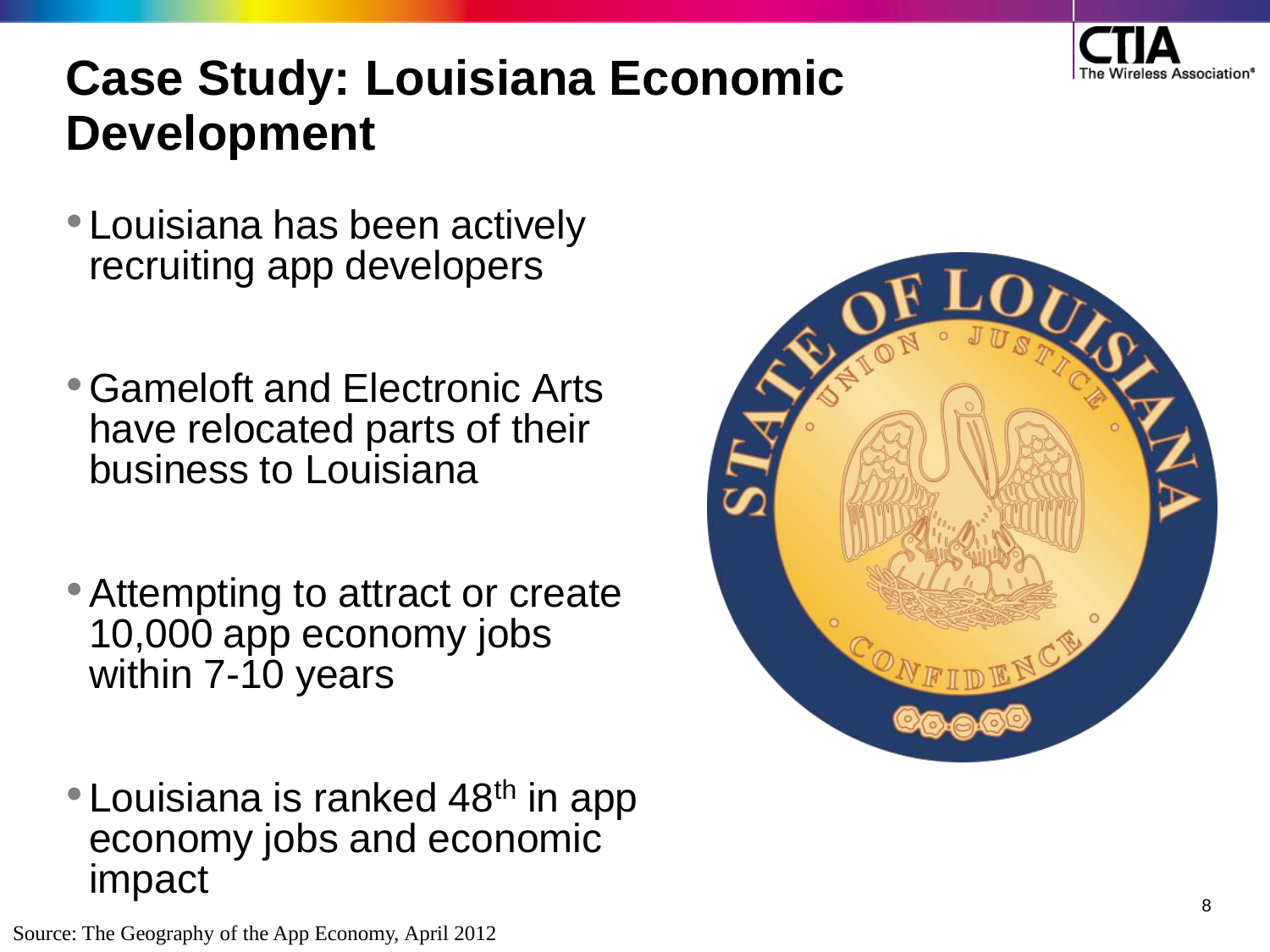# Case Study: Louisiana Economic Development

- Louisiana has been actively recruiting app developers
- Gameloft and Electronic Arts have relocated parts of their business to Louisiana
- Attempting to attract or create 10,000 app economy jobs within 7-10 years
- Louisiana is ranked 48th in app economy jobs and economic impact

Source: The Geography of the App Economy, April 2012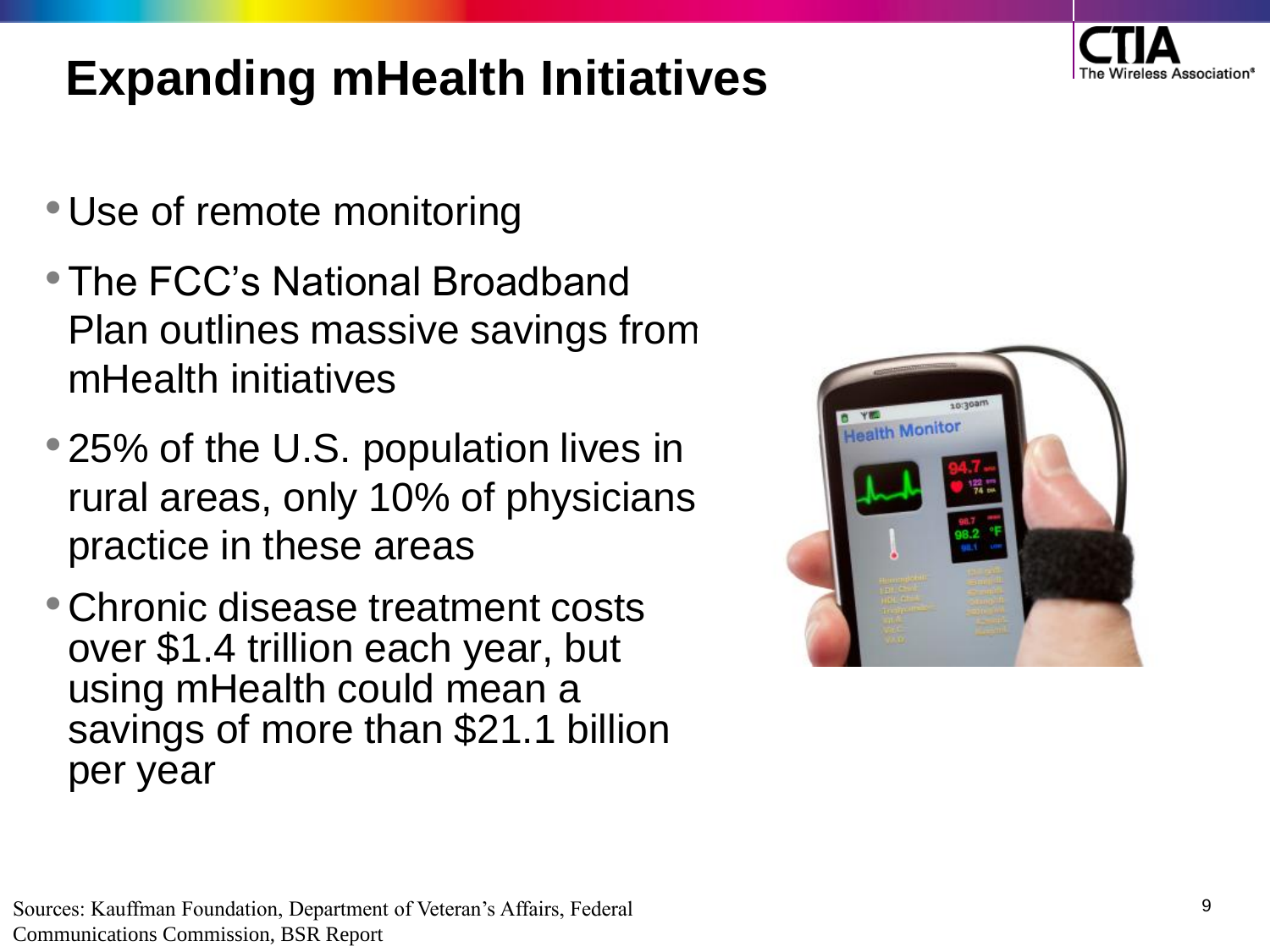# Expanding mHealth Initiatives

- Use of remote monitoring
- The FCC's National Broadband Plan outlines massive savings from mHealth initiatives
- 25% of the U.S. population lives in rural areas, only 10% of physicians practice in these areas
- Chronic disease treatment costs over $1.4 trillion each year, but using mHealth could mean a savings of more than $21.1 billion per year

Sources: Kauffman Foundation, Department of Veteran's Affairs, Federal Communications Commission, BSR Report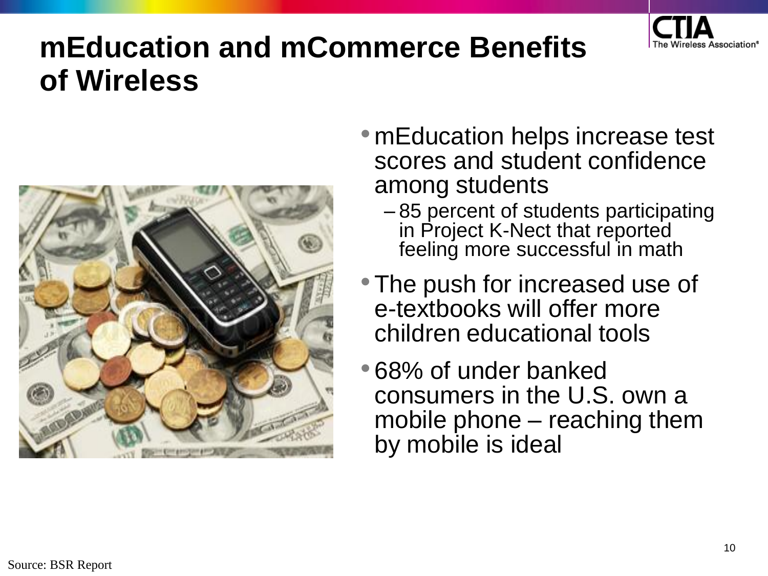# mEducation and mCommerce Benefits of Wireless

- mEducation helps increase test scores and student confidence among students
  - 85 percent of students participating in Project K-Nect that reported feeling more successful in math
- The push for increased use of e-textbooks will offer more children educational tools
- 68% of under banked consumers in the U.S. own a mobile phone – reaching them by mobile is ideal

Source: BSR Report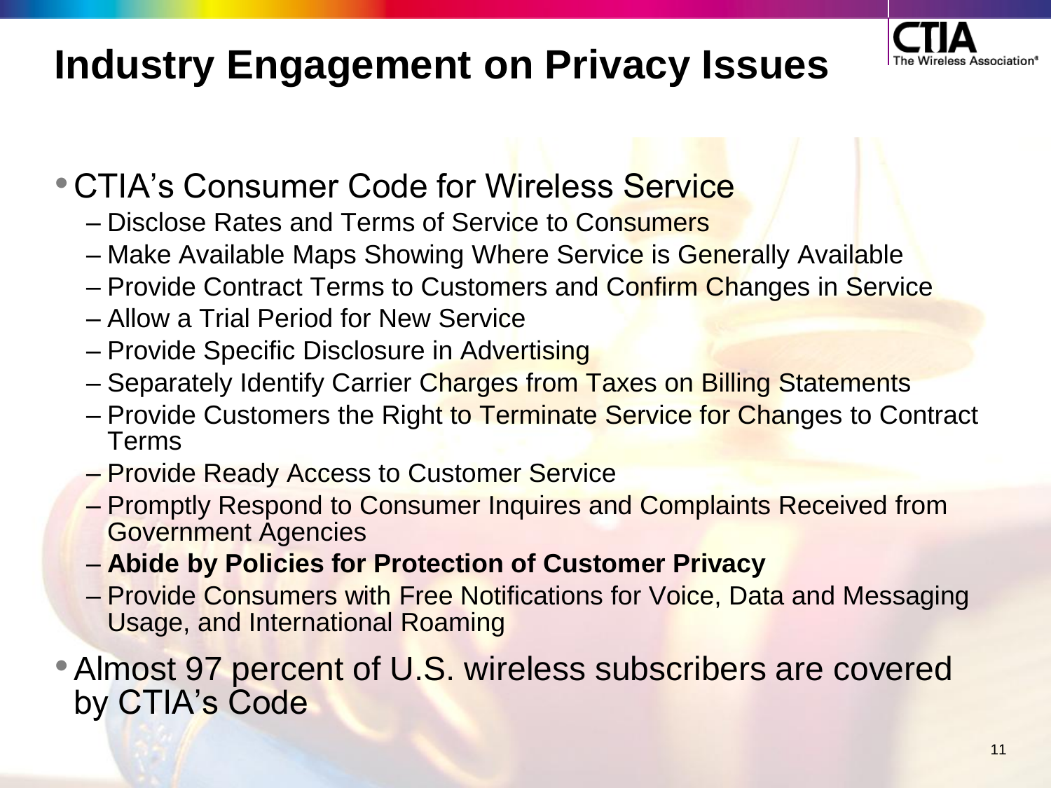# Industry Engagement on Privacy Issues

- CTIA's Consumer Code for Wireless Service
  - Disclose Rates and Terms of Service to Consumers
  - Make Available Maps Showing Where Service is Generally Available
  - Provide Contract Terms to Customers and Confirm Changes in Service
  - Allow a Trial Period for New Service
  - Provide Specific Disclosure in Advertising
  - Separately Identify Carrier Charges from Taxes on Billing Statements
  - Provide Customers the Right to Terminate Service for Changes to Contract Terms
  - Provide Ready Access to Customer Service
  - Promptly Respond to Consumer Inquires and Complaints Received from Government Agencies
  - **Abide by Policies for Protection of Customer Privacy**
  - Provide Consumers with Free Notifications for Voice, Data and Messaging Usage, and International Roaming
- Almost 97 percent of U.S. wireless subscribers are covered by CTIA's Code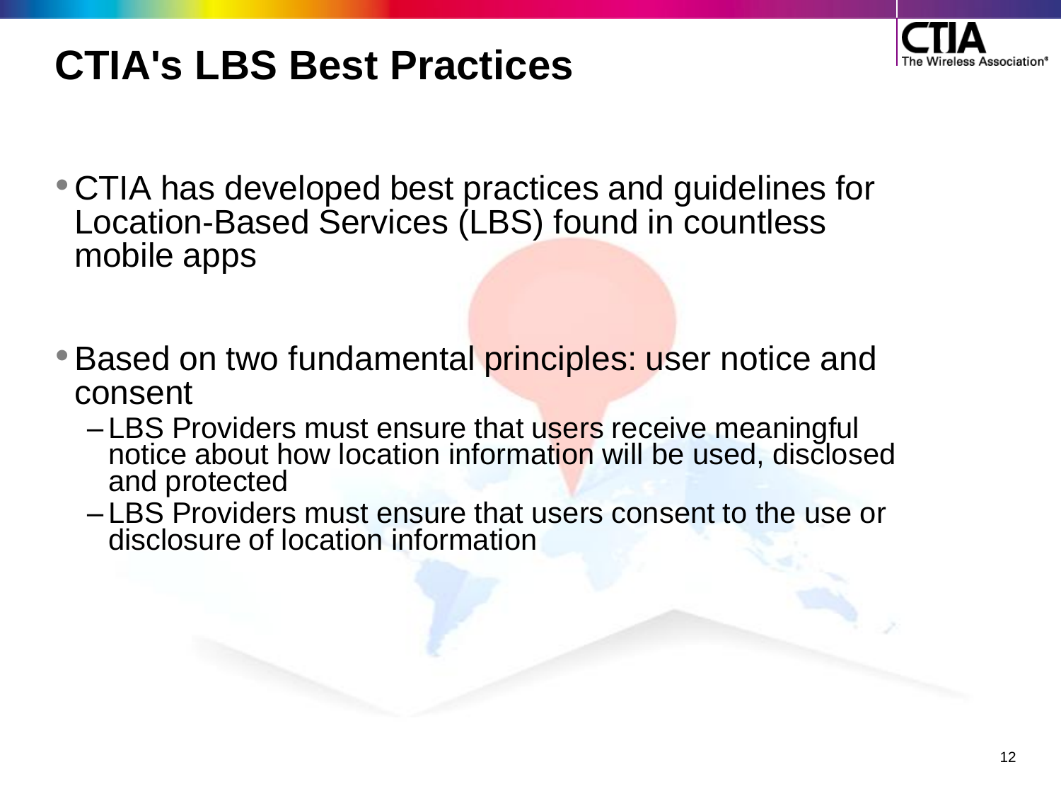# CTIA's LBS Best Practices

- CTIA has developed best practices and guidelines for Location-Based Services (LBS) found in countless mobile apps
- Based on two fundamental principles: user notice and consent
  - LBS Providers must ensure that users receive meaningful notice about how location information will be used, disclosed and protected
  - LBS Providers must ensure that users consent to the use or disclosure of location information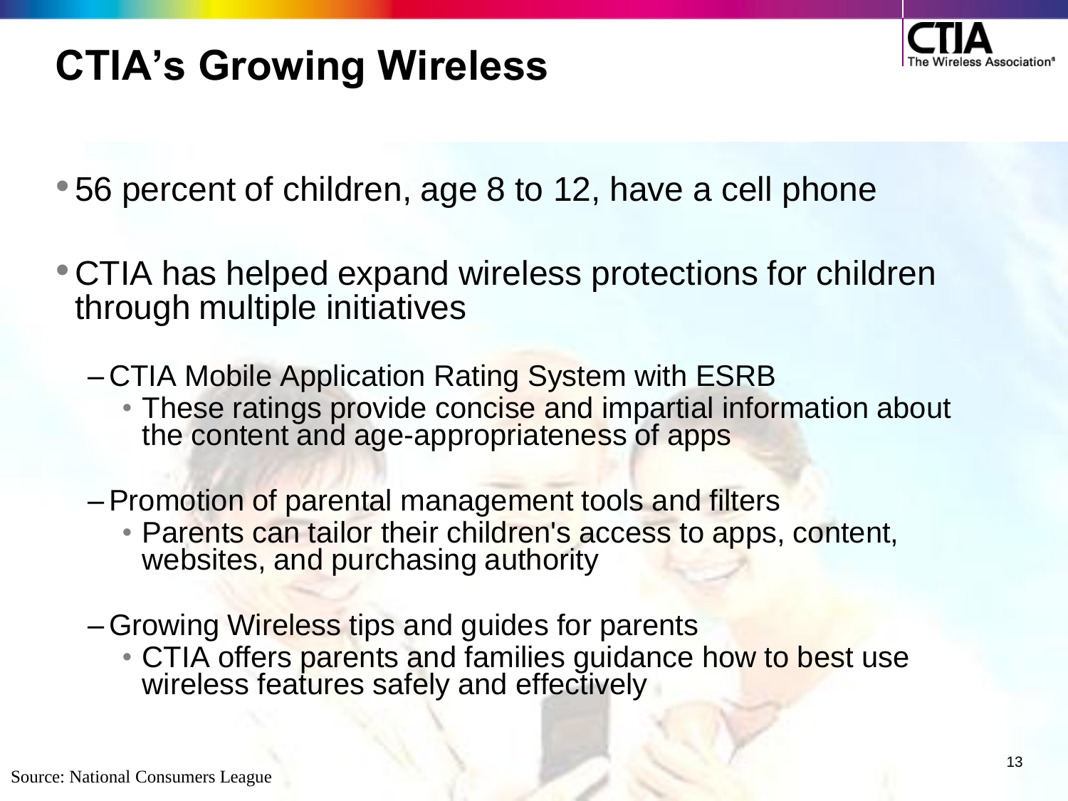# CTIA's Growing Wireless

- 56 percent of children, age 8 to 12, have a cell phone
- CTIA has helped expand wireless protections for children through multiple initiatives
  - CTIA Mobile Application Rating System with ESRB
    - These ratings provide concise and impartial information about the content and age-appropriateness of apps
  - Promotion of parental management tools and filters
    - Parents can tailor their children's access to apps, content, websites, and purchasing authority
  - Growing Wireless tips and guides for parents
    - CTIA offers parents and families guidance how to best use wireless features safely and effectively

Source: National Consumers League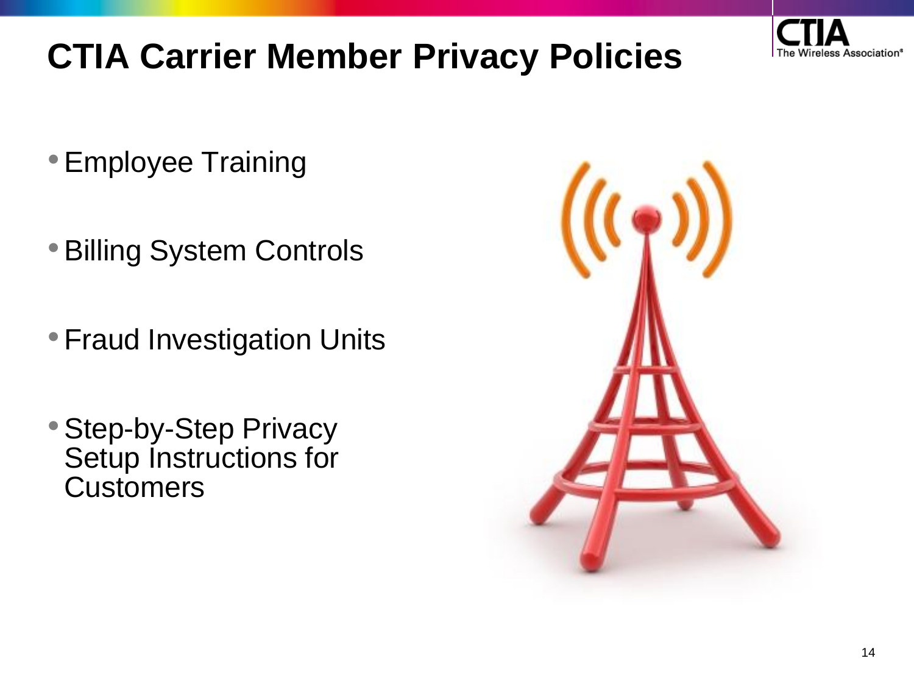# CTIA Carrier Member Privacy Policies

- Employee Training
- Billing System Controls
- Fraud Investigation Units
- Step-by-Step Privacy Setup Instructions for Customers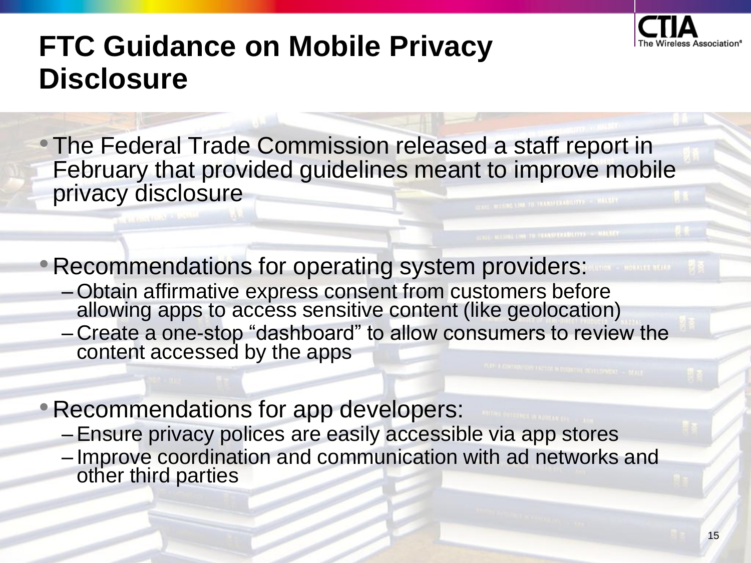# FTC Guidance on Mobile Privacy Disclosure

- The Federal Trade Commission released a staff report in February that provided guidelines meant to improve mobile privacy disclosure

- Recommendations for operating system providers:
  - Obtain affirmative express consent from customers before allowing apps to access sensitive content (like geolocation)
  - Create a one-stop “dashboard” to allow consumers to review the content accessed by the apps

- Recommendations for app developers:
  - Ensure privacy polices are easily accessible via app stores
  - Improve coordination and communication with ad networks and other third parties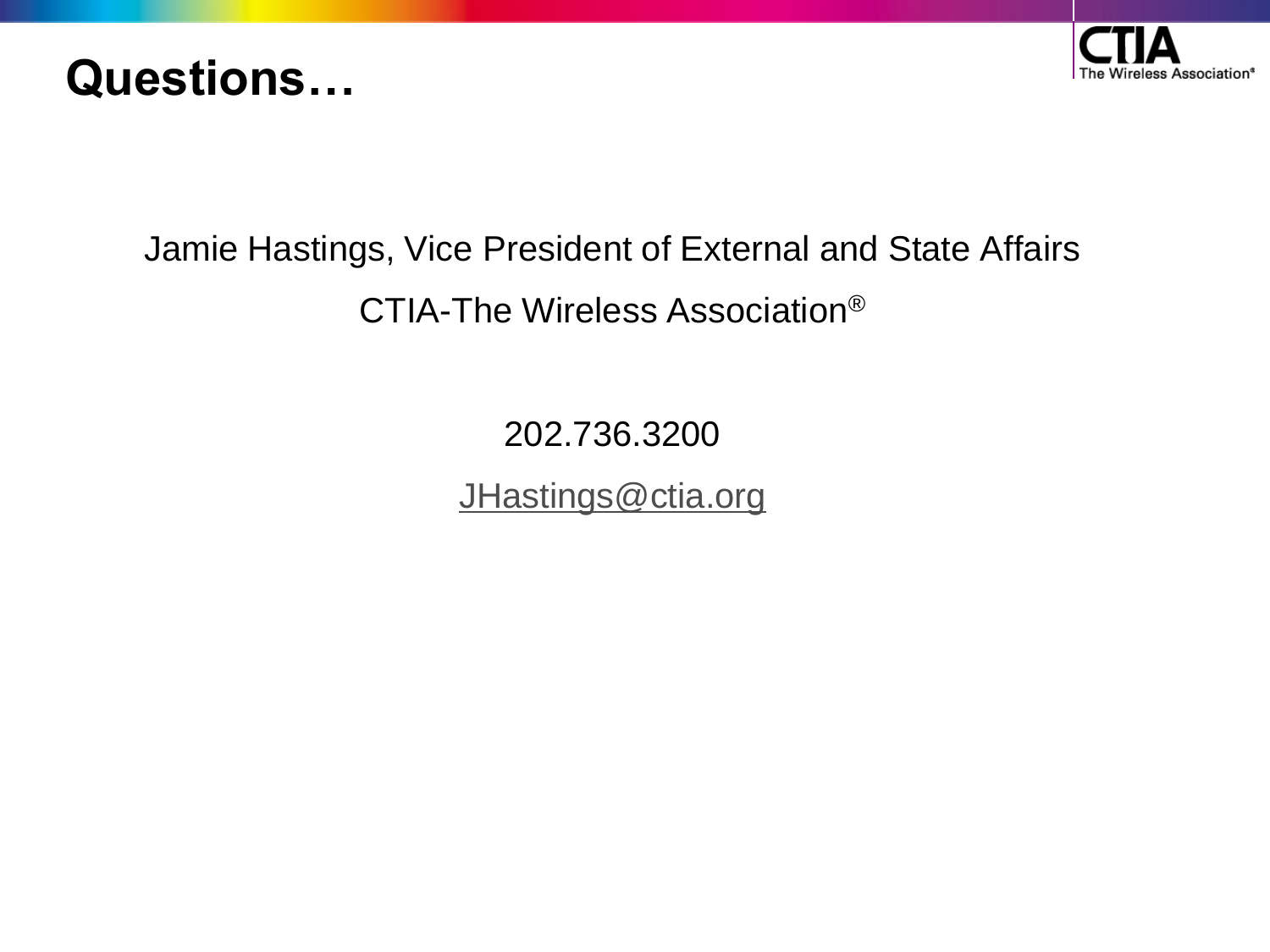# Questions…

Jamie Hastings, Vice President of External and State Affairs

CTIA-The Wireless Association®

202.736.3200

JHastings@ctia.org